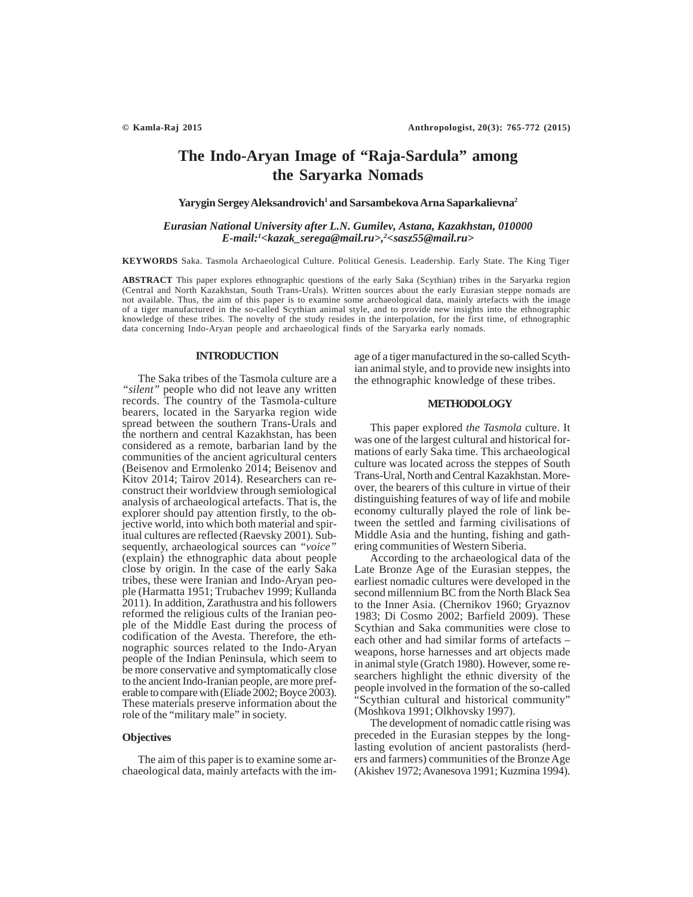# The Indo-Aryan Image of "Raja-Sardula" among the Saryarka Nomads

**Yarygin Sergey Aleksandrovich[1] and Sarsambekova Arna Saparkalievna[2]**

*Eurasian National University after L.N. Gumilev, Astana, Kazakhstan, 010000*
*E-mail:[1]<kazak_serega@mail.ru>,[2]<sasz55@mail.ru>*

**KEYWORDS** Saka. Tasmola Archaeological Culture. Political Genesis. Leadership. Early State. The King Tiger

**ABSTRACT** This paper explores ethnographic questions of the early Saka (Scythian) tribes in the Saryarka region (Central and North Kazakhstan, South Trans-Urals). Written sources about the early Eurasian steppe nomads are not available. Thus, the aim of this paper is to examine some archaeological data, mainly artefacts with the image of a tiger manufactured in the so-called Scythian animal style, and to provide new insights into the ethnographic knowledge of these tribes. The novelty of the study resides in the interpolation, for the first time, of ethnographic data concerning Indo-Aryan people and archaeological finds of the Saryarka early nomads.

## INTRODUCTION

The Saka tribes of the Tasmola culture are a *"silent"* people who did not leave any written records. The country of the Tasmola-culture bearers, located in the Saryarka region wide spread between the southern Trans-Urals and the northern and central Kazakhstan, has been considered as a remote, barbarian land by the communities of the ancient agricultural centers (Beisenov and Ermolenko 2014; Beisenov and Kitov 2014; Tairov 2014). Researchers can reconstruct their worldview through semiological analysis of archaeological artefacts. That is, the explorer should pay attention firstly, to the objective world, into which both material and spiritual cultures are reflected (Raevsky 2001). Subsequently, archaeological sources can *"voice"* (explain) the ethnographic data about people close by origin. In the case of the early Saka tribes, these were Iranian and Indo-Aryan people (Harmatta 1951; Trubachev 1999; Kullanda 2011). In addition, Zarathustra and his followers reformed the religious cults of the Iranian people of the Middle East during the process of codification of the Avesta. Therefore, the ethnographic sources related to the Indo-Aryan people of the Indian Peninsula, which seem to be more conservative and symptomatically close to the ancient Indo-Iranian people, are more preferable to compare with (Eliade 2002; Boyce 2003). These materials preserve information about the role of the "military male" in society.

### Objectives

The aim of this paper is to examine some archaeological data, mainly artefacts with the image of a tiger manufactured in the so-called Scythian animal style, and to provide new insights into the ethnographic knowledge of these tribes.

## METHODOLOGY

This paper explored *the Tasmola* culture. It was one of the largest cultural and historical formations of early Saka time. This archaeological culture was located across the steppes of South Trans-Ural, North and Central Kazakhstan. Moreover, the bearers of this culture in virtue of their distinguishing features of way of life and mobile economy culturally played the role of link between the settled and farming civilisations of Middle Asia and the hunting, fishing and gathering communities of Western Siberia.

According to the archaeological data of the Late Bronze Age of the Eurasian steppes, the earliest nomadic cultures were developed in the second millennium BC from the North Black Sea to the Inner Asia. (Chernikov 1960; Gryaznov 1983; Di Cosmo 2002; Barfield 2009). These Scythian and Saka communities were close to each other and had similar forms of artefacts – weapons, horse harnesses and art objects made in animal style (Gratch 1980). However, some researchers highlight the ethnic diversity of the people involved in the formation of the so-called "Scythian cultural and historical community" (Moshkova 1991; Olkhovsky 1997).

The development of nomadic cattle rising was preceded in the Eurasian steppes by the long-lasting evolution of ancient pastoralists (herders and farmers) communities of the Bronze Age (Akishev 1972; Avanesova 1991; Kuzmina 1994).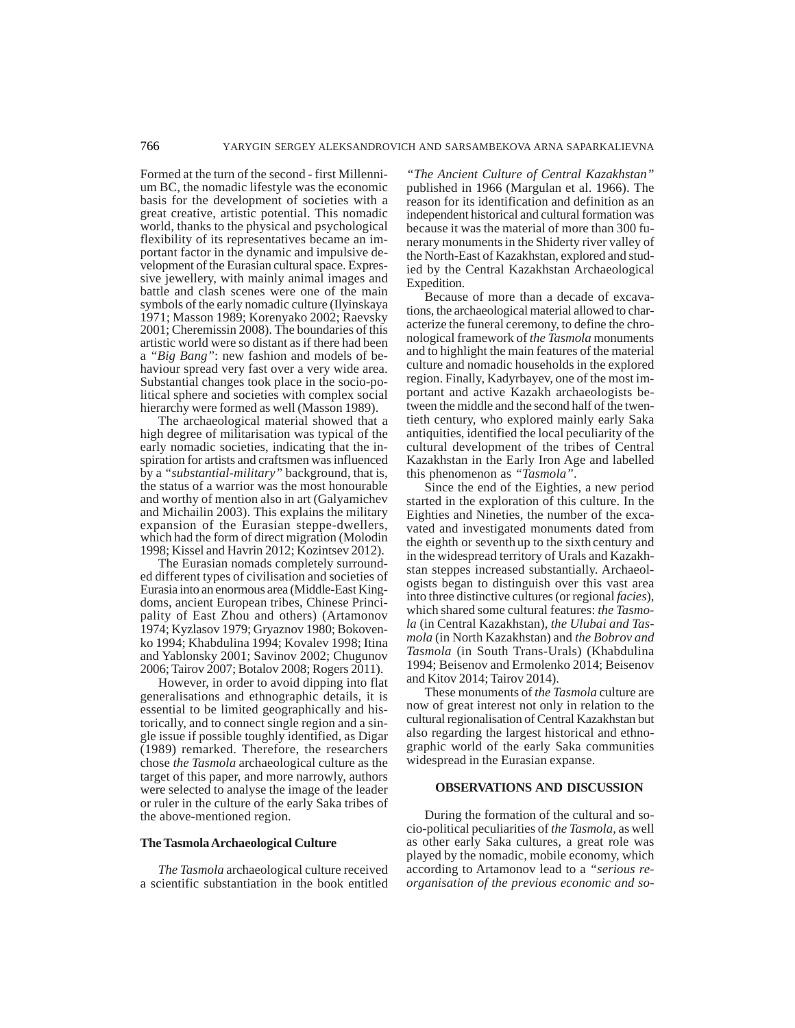Formed at the turn of the second - first Millennium BC, the nomadic lifestyle was the economic basis for the development of societies with a great creative, artistic potential. This nomadic world, thanks to the physical and psychological flexibility of its representatives became an important factor in the dynamic and impulsive development of the Eurasian cultural space. Expressive jewellery, with mainly animal images and battle and clash scenes were one of the main symbols of the early nomadic culture (Ilyinskaya 1971; Masson 1989; Korenyako 2002; Raevsky 2001; Cheremissin 2008). The boundaries of this artistic world were so distant as if there had been a *"Big Bang"*: new fashion and models of behaviour spread very fast over a very wide area. Substantial changes took place in the socio-political sphere and societies with complex social hierarchy were formed as well (Masson 1989).

The archaeological material showed that a high degree of militarisation was typical of the early nomadic societies, indicating that the inspiration for artists and craftsmen was influenced by a *"substantial-military"* background, that is, the status of a warrior was the most honourable and worthy of mention also in art (Galyamichev and Michailin 2003). This explains the military expansion of the Eurasian steppe-dwellers, which had the form of direct migration (Molodin 1998; Kissel and Havrin 2012; Kozintsev 2012).

The Eurasian nomads completely surrounded different types of civilisation and societies of Eurasia into an enormous area (Middle-East Kingdoms, ancient European tribes, Chinese Principality of East Zhou and others) (Artamonov 1974; Kyzlasov 1979; Gryaznov 1980; Bokovenko 1994; Khabdulina 1994; Kovalev 1998; Itina and Yablonsky 2001; Savinov 2002; Chugunov 2006; Tairov 2007; Botalov 2008; Rogers 2011).

However, in order to avoid dipping into flat generalisations and ethnographic details, it is essential to be limited geographically and historically, and to connect single region and a single issue if possible toughly identified, as Digar (1989) remarked. Therefore, the researchers chose *the Tasmola* archaeological culture as the target of this paper, and more narrowly, authors were selected to analyse the image of the leader or ruler in the culture of the early Saka tribes of the above-mentioned region.

## The Tasmola Archaeological Culture

*The Tasmola* archaeological culture received a scientific substantiation in the book entitled *"The Ancient Culture of Central Kazakhstan"* published in 1966 (Margulan et al. 1966). The reason for its identification and definition as an independent historical and cultural formation was because it was the material of more than 300 funerary monuments in the Shiderty river valley of the North-East of Kazakhstan, explored and studied by the Central Kazakhstan Archaeological Expedition.

Because of more than a decade of excavations, the archaeological material allowed to characterize the funeral ceremony, to define the chronological framework of *the Tasmola* monuments and to highlight the main features of the material culture and nomadic households in the explored region. Finally, Kadyrbayev, one of the most important and active Kazakh archaeologists between the middle and the second half of the twentieth century, who explored mainly early Saka antiquities, identified the local peculiarity of the cultural development of the tribes of Central Kazakhstan in the Early Iron Age and labelled this phenomenon as *"Tasmola"*.

Since the end of the Eighties, a new period started in the exploration of this culture. In the Eighties and Nineties, the number of the excavated and investigated monuments dated from the eighth or seventh up to the sixth century and in the widespread territory of Urals and Kazakhstan steppes increased substantially. Archaeologists began to distinguish over this vast area into three distinctive cultures (or regional *facies*), which shared some cultural features: *the Tasmola* (in Central Kazakhstan), *the Ulubai and Tasmola* (in North Kazakhstan) and *the Bobrov and Tasmola* (in South Trans-Urals) (Khabdulina 1994; Beisenov and Ermolenko 2014; Beisenov and Kitov 2014; Tairov 2014).

These monuments of *the Tasmola* culture are now of great interest not only in relation to the cultural regionalisation of Central Kazakhstan but also regarding the largest historical and ethnographic world of the early Saka communities widespread in the Eurasian expanse.

## OBSERVATIONS AND DISCUSSION

During the formation of the cultural and socio-political peculiarities of *the Tasmola*, as well as other early Saka cultures, a great role was played by the nomadic, mobile economy, which according to Artamonov lead to a *"serious reorganisation of the previous economic and so-*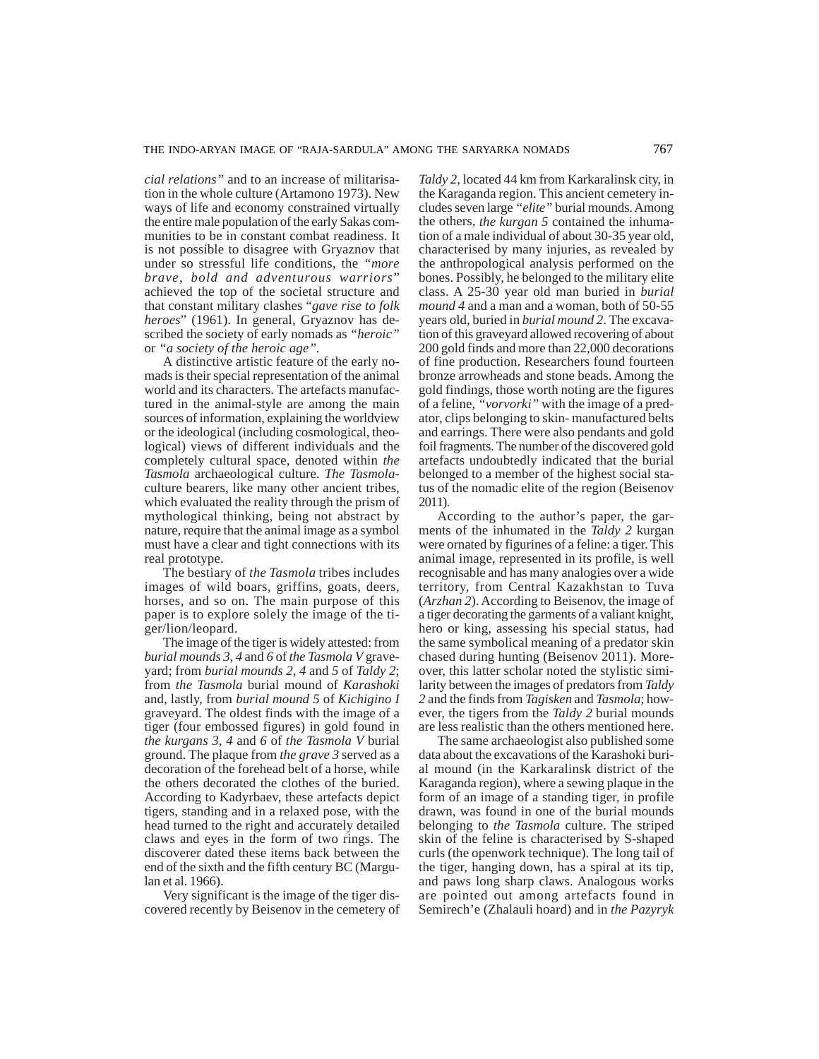*cial relations"* and to an increase of militarisation in the whole culture (Artamono 1973). New ways of life and economy constrained virtually the entire male population of the early Sakas communities to be in constant combat readiness. It is not possible to disagree with Gryaznov that under so stressful life conditions, the "*more brave, bold and adventurous warriors*" achieved the top of the societal structure and that constant military clashes "*gave rise to folk heroes*" (1961). In general, Gryaznov has described the society of early nomads as *"heroic"* or *"a society of the heroic age"*.

A distinctive artistic feature of the early nomads is their special representation of the animal world and its characters. The artefacts manufactured in the animal-style are among the main sources of information, explaining the worldview or the ideological (including cosmological, theological) views of different individuals and the completely cultural space, denoted within *the Tasmola* archaeological culture. *The Tasmola*-culture bearers, like many other ancient tribes, which evaluated the reality through the prism of mythological thinking, being not abstract by nature, require that the animal image as a symbol must have a clear and tight connections with its real prototype.

The bestiary of *the Tasmola* tribes includes images of wild boars, griffins, goats, deers, horses, and so on. The main purpose of this paper is to explore solely the image of the tiger/lion/leopard.

The image of the tiger is widely attested: from *burial mounds 3, 4* and *6* of *the Tasmola V* graveyard; from *burial mounds 2, 4* and *5* of *Taldy 2*; from *the Tasmola* burial mound of *Karashoki* and, lastly, from *burial mound 5* of *Kichigino I* graveyard. The oldest finds with the image of a tiger (four embossed figures) in gold found in *the kurgans 3, 4* and *6* of *the Tasmola V* burial ground. The plaque from *the grave 3* served as a decoration of the forehead belt of a horse, while the others decorated the clothes of the buried. According to Kadyrbaev, these artefacts depict tigers, standing and in a relaxed pose, with the head turned to the right and accurately detailed claws and eyes in the form of two rings. The discoverer dated these items back between the end of the sixth and the fifth century BC (Margulan et al. 1966).

Very significant is the image of the tiger discovered recently by Beisenov in the cemetery of *Taldy 2*, located 44 km from Karkaralinsk city, in the Karaganda region. This ancient cemetery includes seven large *"elite"* burial mounds. Among the others, *the kurgan 5* contained the inhumation of a male individual of about 30-35 year old, characterised by many injuries, as revealed by the anthropological analysis performed on the bones. Possibly, he belonged to the military elite class. A 25-30 year old man buried in *burial mound 4* and a man and a woman, both of 50-55 years old, buried in *burial mound 2*. The excavation of this graveyard allowed recovering of about 200 gold finds and more than 22,000 decorations of fine production. Researchers found fourteen bronze arrowheads and stone beads. Among the gold findings, those worth noting are the figures of a feline, *"vorvorki"* with the image of a predator, clips belonging to skin- manufactured belts and earrings. There were also pendants and gold foil fragments. The number of the discovered gold artefacts undoubtedly indicated that the burial belonged to a member of the highest social status of the nomadic elite of the region (Beisenov 2011).

According to the author's paper, the garments of the inhumated in the *Taldy 2* kurgan were ornated by figurines of a feline: a tiger. This animal image, represented in its profile, is well recognisable and has many analogies over a wide territory, from Central Kazakhstan to Tuva (*Arzhan 2*). According to Beisenov, the image of a tiger decorating the garments of a valiant knight, hero or king, assessing his special status, had the same symbolical meaning of a predator skin chased during hunting (Beisenov 2011). Moreover, this latter scholar noted the stylistic similarity between the images of predators from *Taldy 2* and the finds from *Tagisken* and *Tasmola*; however, the tigers from the *Taldy 2* burial mounds are less realistic than the others mentioned here.

The same archaeologist also published some data about the excavations of the Karashoki burial mound (in the Karkaralinsk district of the Karaganda region), where a sewing plaque in the form of an image of a standing tiger, in profile drawn, was found in one of the burial mounds belonging to *the Tasmola* culture. The striped skin of the feline is characterised by S-shaped curls (the openwork technique). The long tail of the tiger, hanging down, has a spiral at its tip, and paws long sharp claws. Analogous works are pointed out among artefacts found in Semirech'e (Zhalauli hoard) and in *the Pazyryk*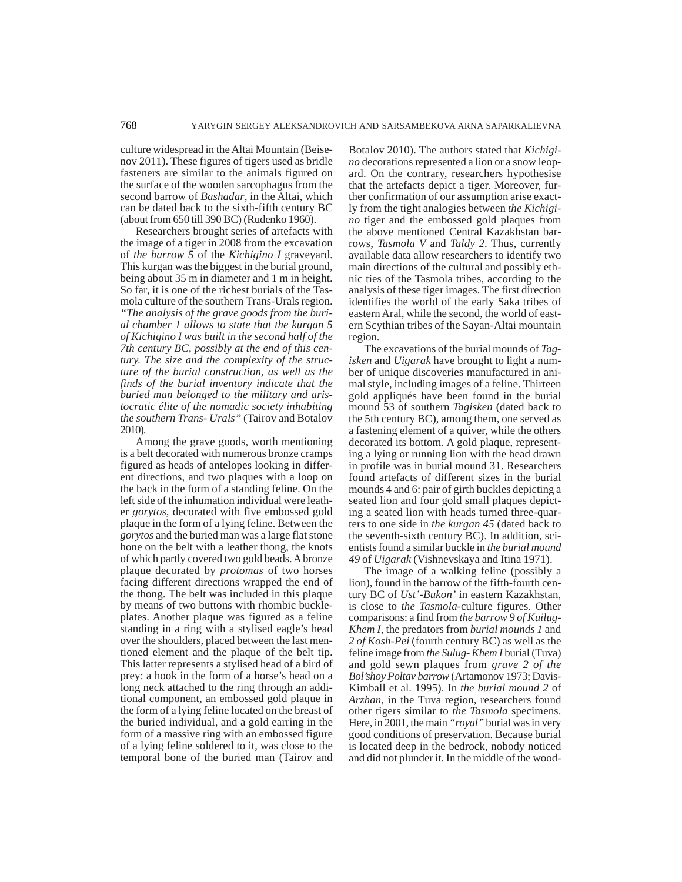culture widespread in the Altai Mountain (Beisenov 2011). These figures of tigers used as bridle fasteners are similar to the animals figured on the surface of the wooden sarcophagus from the second barrow of *Bashadar*, in the Altai, which can be dated back to the sixth-fifth century BC (about from 650 till 390 BC) (Rudenko 1960).

Researchers brought series of artefacts with the image of a tiger in 2008 from the excavation of *the barrow 5* of the *Kichigino I* graveyard. This kurgan was the biggest in the burial ground, being about 35 m in diameter and 1 m in height. So far, it is one of the richest burials of the Tasmola culture of the southern Trans-Urals region. *"The analysis of the grave goods from the burial chamber 1 allows to state that the kurgan 5 of Kichigino I was built in the second half of the 7th century BC, possibly at the end of this century. The size and the complexity of the structure of the burial construction, as well as the finds of the burial inventory indicate that the buried man belonged to the military and aristocratic élite of the nomadic society inhabiting the southern Trans- Urals"* (Tairov and Botalov 2010).

Among the grave goods, worth mentioning is a belt decorated with numerous bronze cramps figured as heads of antelopes looking in different directions, and two plaques with a loop on the back in the form of a standing feline. On the left side of the inhumation individual were leather *gorytos*, decorated with five embossed gold plaque in the form of a lying feline. Between the *gorytos* and the buried man was a large flat stone hone on the belt with a leather thong, the knots of which partly covered two gold beads. A bronze plaque decorated by *protomas* of two horses facing different directions wrapped the end of the thong. The belt was included in this plaque by means of two buttons with rhombic buckle-plates. Another plaque was figured as a feline standing in a ring with a stylised eagle's head over the shoulders, placed between the last mentioned element and the plaque of the belt tip. This latter represents a stylised head of a bird of prey: a hook in the form of a horse's head on a long neck attached to the ring through an additional component, an embossed gold plaque in the form of a lying feline located on the breast of the buried individual, and a gold earring in the form of a massive ring with an embossed figure of a lying feline soldered to it, was close to the temporal bone of the buried man (Tairov and Botalov 2010). The authors stated that *Kichigino* decorations represented a lion or a snow leopard. On the contrary, researchers hypothesise that the artefacts depict a tiger. Moreover, further confirmation of our assumption arise exactly from the tight analogies between *the Kichigino* tiger and the embossed gold plaques from the above mentioned Central Kazakhstan barrows, *Tasmola V* and *Taldy 2*. Thus, currently available data allow researchers to identify two main directions of the cultural and possibly ethnic ties of the Tasmola tribes, according to the analysis of these tiger images. The first direction identifies the world of the early Saka tribes of eastern Aral, while the second, the world of eastern Scythian tribes of the Sayan-Altai mountain region.

The excavations of the burial mounds of *Tagisken* and *Uigarak* have brought to light a number of unique discoveries manufactured in animal style, including images of a feline. Thirteen gold appliqués have been found in the burial mound 53 of southern *Tagisken* (dated back to the 5th century BC), among them, one served as a fastening element of a quiver, while the others decorated its bottom. A gold plaque, representing a lying or running lion with the head drawn in profile was in burial mound 31. Researchers found artefacts of different sizes in the burial mounds 4 and 6: pair of girth buckles depicting a seated lion and four gold small plaques depicting a seated lion with heads turned three-quarters to one side in *the kurgan 45* (dated back to the seventh-sixth century BC). In addition, scientists found a similar buckle in *the burial mound 49* of *Uigarak* (Vishnevskaya and Itina 1971).

The image of a walking feline (possibly a lion), found in the barrow of the fifth-fourth century BC of *Ust'-Bukon'* in eastern Kazakhstan, is close to *the Tasmola*-culture figures. Other comparisons: a find from *the barrow 9 of Kuilug-Khem I*, the predators from *burial mounds 1* and *2 of Kosh-Pei* (fourth century BC) as well as the feline image from *the Sulug- Khem I* burial (Tuva) and gold sewn plaques from *grave 2 of the Bol'shoy Poltav barrow* (Artamonov 1973; Davis-Kimball et al. 1995). In *the burial mound 2* of *Arzhan*, in the Tuva region, researchers found other tigers similar to *the Tasmola* specimens. Here, in 2001, the main *"royal"* burial was in very good conditions of preservation. Because burial is located deep in the bedrock, nobody noticed and did not plunder it. In the middle of the wood-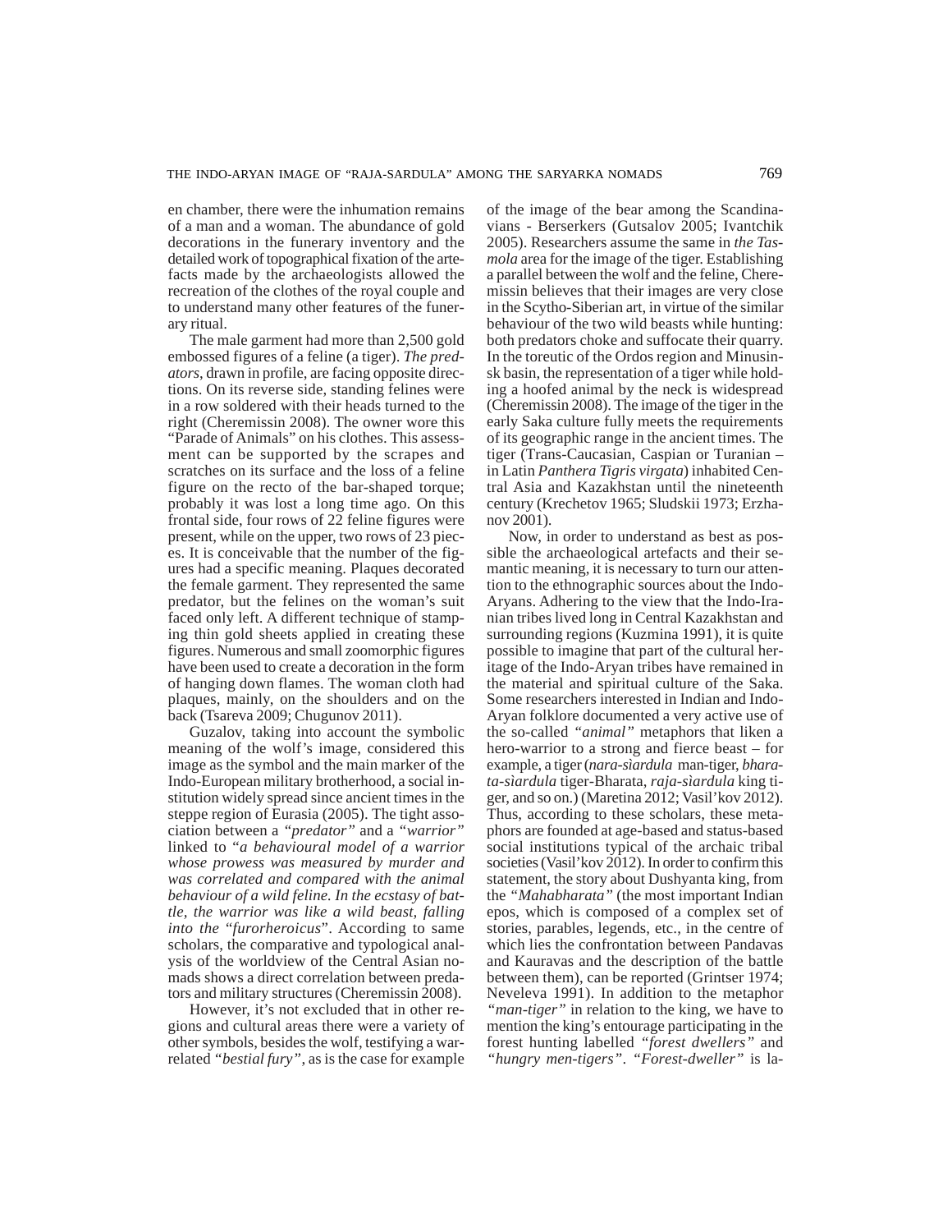en chamber, there were the inhumation remains of a man and a woman. The abundance of gold decorations in the funerary inventory and the detailed work of topographical fixation of the artefacts made by the archaeologists allowed the recreation of the clothes of the royal couple and to understand many other features of the funerary ritual.

The male garment had more than 2,500 gold embossed figures of a feline (a tiger). *The predators*, drawn in profile, are facing opposite directions. On its reverse side, standing felines were in a row soldered with their heads turned to the right (Cheremissin 2008). The owner wore this "Parade of Animals" on his clothes. This assessment can be supported by the scrapes and scratches on its surface and the loss of a feline figure on the recto of the bar-shaped torque; probably it was lost a long time ago. On this frontal side, four rows of 22 feline figures were present, while on the upper, two rows of 23 pieces. It is conceivable that the number of the figures had a specific meaning. Plaques decorated the female garment. They represented the same predator, but the felines on the woman's suit faced only left. A different technique of stamping thin gold sheets applied in creating these figures. Numerous and small zoomorphic figures have been used to create a decoration in the form of hanging down flames. The woman cloth had plaques, mainly, on the shoulders and on the back (Tsareva 2009; Chugunov 2011).

Guzalov, taking into account the symbolic meaning of the wolf's image, considered this image as the symbol and the main marker of the Indo-European military brotherhood, a social institution widely spread since ancient times in the steppe region of Eurasia (2005). The tight association between a *"predator"* and a *"warrior"* linked to "*a behavioural model of a warrior whose prowess was measured by murder and was correlated and compared with the animal behaviour of a wild feline. In the ecstasy of battle, the warrior was like a wild beast, falling into the* "*furorheroicus*". According to same scholars, the comparative and typological analysis of the worldview of the Central Asian nomads shows a direct correlation between predators and military structures (Cheremissin 2008).

However, it's not excluded that in other regions and cultural areas there were a variety of other symbols, besides the wolf, testifying a war-related *"bestial fury"*, as is the case for example of the image of the bear among the Scandinavians - Berserkers (Gutsalov 2005; Ivantchik 2005). Researchers assume the same in *the Tasmola* area for the image of the tiger. Establishing a parallel between the wolf and the feline, Cheremissin believes that their images are very close in the Scytho-Siberian art, in virtue of the similar behaviour of the two wild beasts while hunting: both predators choke and suffocate their quarry. In the toreutic of the Ordos region and Minusinsk basin, the representation of a tiger while holding a hoofed animal by the neck is widespread (Cheremissin 2008). The image of the tiger in the early Saka culture fully meets the requirements of its geographic range in the ancient times. The tiger (Trans-Caucasian, Caspian or Turanian – in Latin *Panthera Tigris virgata*) inhabited Central Asia and Kazakhstan until the nineteenth century (Krechetov 1965; Sludskii 1973; Erzhanov 2001).

Now, in order to understand as best as possible the archaeological artefacts and their semantic meaning, it is necessary to turn our attention to the ethnographic sources about the Indo-Aryans. Adhering to the view that the Indo-Iranian tribes lived long in Central Kazakhstan and surrounding regions (Kuzmina 1991), it is quite possible to imagine that part of the cultural heritage of the Indo-Aryan tribes have remained in the material and spiritual culture of the Saka. Some researchers interested in Indian and Indo-Aryan folklore documented a very active use of the so-called *"animal"* metaphors that liken a hero-warrior to a strong and fierce beast – for example, a tiger (*nara-sìardula* man-tiger, *bharata-sìardula* tiger-Bharata, *raja-sìardula* king tiger, and so on.) (Maretina 2012; Vasil'kov 2012). Thus, according to these scholars, these metaphors are founded at age-based and status-based social institutions typical of the archaic tribal societies (Vasil'kov 2012). In order to confirm this statement, the story about Dushyanta king, from the *"Mahabharata"* (the most important Indian epos, which is composed of a complex set of stories, parables, legends, etc., in the centre of which lies the confrontation between Pandavas and Kauravas and the description of the battle between them), can be reported (Grintser 1974; Neveleva 1991). In addition to the metaphor *"man-tiger"* in relation to the king, we have to mention the king's entourage participating in the forest hunting labelled *"forest dwellers"* and *"hungry men-tigers"*. *"Forest-dweller"* is la-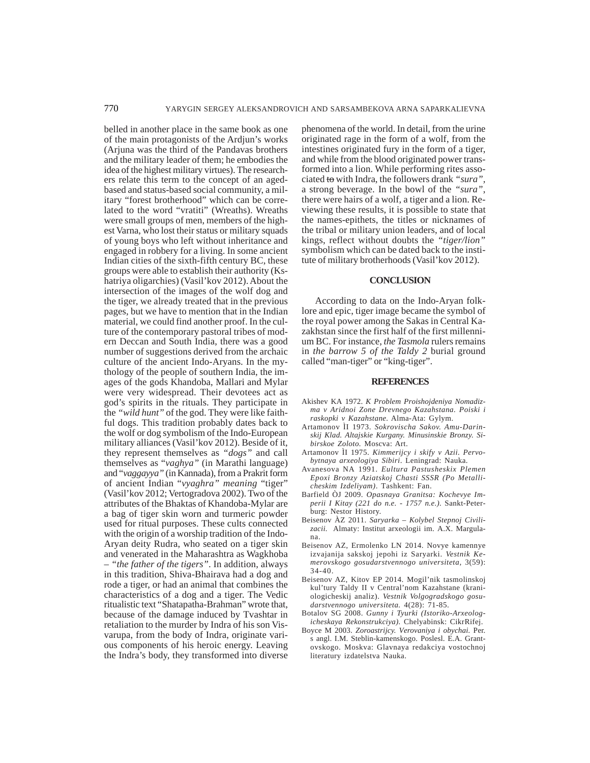belled in another place in the same book as one of the main protagonists of the Ardjun's works (Arjuna was the third of the Pandavas brothers and the military leader of them; he embodies the idea of the highest military virtues). The researchers relate this term to the concept of an aged-based and status-based social community, a military "forest brotherhood" which can be correlated to the word "vratiti" (Wreaths). Wreaths were small groups of men, members of the highest Varna, who lost their status or military squads of young boys who left without inheritance and engaged in robbery for a living. In some ancient Indian cities of the sixth-fifth century BC, these groups were able to establish their authority (Kshatriya oligarchies) (Vasil'kov 2012). About the intersection of the images of the wolf dog and the tiger, we already treated that in the previous pages, but we have to mention that in the Indian material, we could find another proof. In the culture of the contemporary pastoral tribes of modern Deccan and South India, there was a good number of suggestions derived from the archaic culture of the ancient Indo-Aryans. In the mythology of the people of southern India, the images of the gods Khandoba, Mallari and Mylar were very widespread. Their devotees act as god's spirits in the rituals. They participate in the *"wild hunt"* of the god. They were like faithful dogs. This tradition probably dates back to the wolf or dog symbolism of the Indo-European military alliances (Vasil'kov 2012). Beside of it, they represent themselves as *"dogs"* and call themselves as "*vaghya"* (in Marathi language) and "*vaggayya"* (in Kannada), from a Prakrit form of ancient Indian "*vyaghra" meaning* "tiger" (Vasil'kov 2012; Vertogradova 2002). Two of the attributes of the Bhaktas of Khandoba-Mylar are a bag of tiger skin worn and turmeric powder used for ritual purposes. These cults connected with the origin of a worship tradition of the Indo-Aryan deity Rudra, who seated on a tiger skin and venerated in the Maharashtra as Wagkhoba – "*the father of the tigers"*. In addition, always in this tradition, Shiva-Bhairava had a dog and rode a tiger, or had an animal that combines the characteristics of a dog and a tiger. The Vedic ritualistic text "Shatapatha-Brahman" wrote that, because of the damage induced by Tvashtar in retaliation to the murder by Indra of his son Visvarupa, from the body of Indra, originate various components of his heroic energy. Leaving the Indra's body, they transformed into diverse phenomena of the world. In detail, from the urine originated rage in the form of a wolf, from the intestines originated fury in the form of a tiger, and while from the blood originated power transformed into a lion. While performing rites associated ~~to~~ with Indra, the followers drank *"sura"*, a strong beverage. In the bowl of the *"sura"*, there were hairs of a wolf, a tiger and a lion. Reviewing these results, it is possible to state that the names-epithets, the titles or nicknames of the tribal or military union leaders, and of local kings, reflect without doubts the *"tiger/lion"* symbolism which can be dated back to the institute of military brotherhoods (Vasil'kov 2012).

## CONCLUSION

According to data on the Indo-Aryan folklore and epic, tiger image became the symbol of the royal power among the Sakas in Central Kazakhstan since the first half of the first millennium BC. For instance, *the Tasmola* rulers remains in *the barrow 5 of the Taldy 2* burial ground called "man-tiger" or "king-tiger".

## REFERENCES

Akishev KA 1972. *K Problem Proishojdeniya Nomadizma v Aridnoi Zone Drevnego Kazahstana. Poiski i raskopki v Kazahstane.* Alma-Ata: Gylym.

Artamonov ÌI 1973. *Sokrovischa Sakov. Amu-Darinskij Klad. Altajskie Kurgany. Minusinskie Bronzy. Sibirskoe Zoloto.* Moscva: Art.

Artamonov ÌI 1975. *Kimmerijcy i skify v Azii. Pervobytnaya arxeologiya Sibiri.* Leningrad: Nauka.

Avanesova NA 1991. *Eultura Pastusheskix Plemen Epoxi Bronzy Aziatskoj Chasti SSSR (Po Metallicheskim Izdeliyam).* Tashkent: Fan.

Barfield ÒJ 2009. *Opasnaya Granitsa: Kochevye Imperii I Kitay (221 do n.e. - 1757 n.e.).* Sankt-Peterburg: Nestor History.

Beisenov ÀZ 2011. *Saryarka – Kolybel Stepnoj Civilizacii.* Almaty: Institut arxeologii im. A.X. Margulana.

Beisenov AZ, Ermolenko LN 2014. Novye kamennye izvajanija sakskoj jepohi iz Saryarki. *Vestnik Kemerovskogo gosudarstvennogo universiteta,* 3(59): 34-40.

Beisenov AZ, Kitov EP 2014. Mogil'nik tasmolinskoj kul'tury Taldy II v Central'nom Kazahstane (kraniologicheskij analiz). *Vestnik Volgogradskogo gosudarstvennogo universiteta.* 4(28): 71-85.

Botalov SG 2008. *Gunny i Tyurki (Istoriko-Arxeologicheskaya Rekonstrukciya).* Chelyabinsk: CikrRifej.

Boyce M 2003. *Zoroastrijcy. Verovaniya i obychai.* Per. s angl. I.M. Steblin-kamenskogo. Poslesl. E.A. Grantovskogo. Moskva: Glavnaya redakciya vostochnoj literatury izdatelstva Nauka.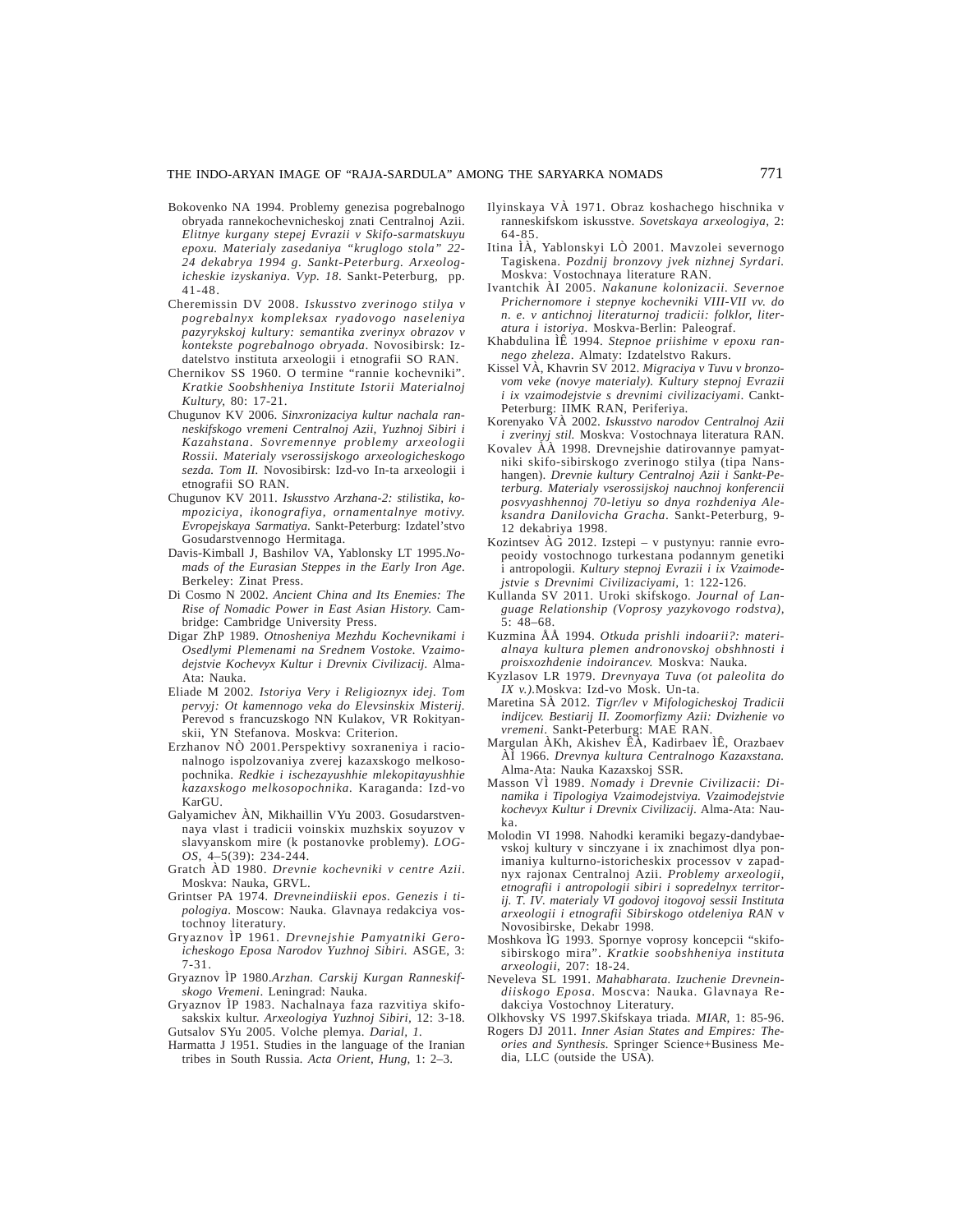Bokovenko NA 1994. Problemy genezisa pogrebalnogo obryada rannekochevnicheskoj znati Centralnoj Azii. *Elitnye kurgany stepej Evrazii v Skifo-sarmatskuyu epoxu. Materialy zasedaniya "kruglogo stola" 22-24 dekabrya 1994 g. Sankt-Peterburg. Arxeologicheskie izyskaniya. Vyp. 18*. Sankt-Peterburg, pp. 41-48.

Cheremissin DV 2008. *Iskusstvo zverinogo stilya v pogrebalnyx kompleksax ryadovogo naseleniya pazyrykskoj kultury: semantika zverinyx obrazov v kontekste pogrebalnogo obryada*. Novosibirsk: Izdatelstvo instituta arxeologii i etnografii SO RAN.

Chernikov SS 1960. O termine "rannie kochevniki". *Kratkie Soobshheniya Institute Istorii Materialnoj Kultury*, 80: 17-21.

Chugunov KV 2006. *Sinxronizaciya kultur nachala ranneskifskogo vremeni Centralnoj Azii, Yuzhnoj Sibiri i Kazahstana. Sovremennye problemy arxeologii Rossii. Materialy vserossijskogo arxeologicheskogo sezda. Tom II.* Novosibirsk: Izd-vo In-ta arxeologii i etnografii SO RAN.

Chugunov KV 2011. *Iskusstvo Arzhana-2: stilistika, kompoziciya, ikonografiya, ornamentalnye motivy. Evropejskaya Sarmatiya.* Sankt-Peterburg: Izdatel'stvo Gosudarstvennogo Hermitaga.

Davis-Kimball J, Bashilov VA, Yablonsky LT 1995.*Nomads of the Eurasian Steppes in the Early Iron Age*. Berkeley: Zinat Press.

Di Cosmo N 2002. *Ancient China and Its Enemies: The Rise of Nomadic Power in East Asian History.* Cambridge: Cambridge University Press.

Digar ZhP 1989. *Otnosheniya Mezhdu Kochevnikami i Osedlymi Plemenami na Srednem Vostoke. Vzaimodejstvie Kochevyx Kultur i Drevnix Civilizacij.* Alma-Ata: Nauka.

Eliade M 2002. *Istoriya Very i Religioznyx idej. Tom pervyj: Ot kamennogo veka do Elevsinskix Misterij.* Perevod s francuzskogo NN Kulakov, VR Rokityanskii, YN Stefanova. Moskva: Criterion.

Erzhanov NÒ 2001.Perspektivy soxraneniya i racionalnogo ispolzovaniya zverej kazaxskogo melkosopochnika. *Redkie i ischezayushhie mlekopitayushhie kazaxskogo melkosopochnika*. Karaganda: Izd-vo KarGU.

Galyamichev ÀN, Mikhaillin VYu 2003. Gosudarstvennaya vlast i tradicii voinskix muzhskix soyuzov v slavyanskom mire (k postanovke problemy). *LOGOS*, 4–5(39): 234-244.

Gratch ÀD 1980. *Drevnie kochevniki v centre Azii*. Moskva: Nauka, GRVL.

Grintser PA 1974. *Drevneindiiskii epos. Genezis i tipologiya*. Moscow: Nauka. Glavnaya redakciya vostochnoy literatury.

Gryaznov ÌP 1961. *Drevnejshie Pamyatniki Geroicheskogo Eposa Narodov Yuzhnoj Sibiri.* ASGE, 3: 7-31.

Gryaznov ÌP 1980.*Arzhan. Carskij Kurgan Ranneskifskogo Vremeni*. Leningrad: Nauka.

Gryaznov ÌP 1983. Nachalnaya faza razvitiya skifosakskix kultur. *Arxeologiya Yuzhnoj Sibiri*, 12: 3-18.

Gutsalov SYu 2005. Volche plemya. *Darial, 1.*

Harmatta J 1951. Studies in the language of the Iranian tribes in South Russia. *Acta Orient, Hung,* 1: 2–3.

Ilyinskaya VÀ 1971. Obraz koshachego hischnika v ranneskifskom iskusstve. *Sovetskaya arxeologiya*, 2: 64-85.

Itina ÌÀ, Yablonskyi LÒ 2001. Mavzolei severnogo Tagiskena. *Pozdnij bronzovy jvek nizhnej Syrdari.* Moskva: Vostochnaya literature RAN.

Ivantchik ÀI 2005. *Nakanune kolonizacii. Severnoe Prichernomore i stepnye kochevniki VIII-VII vv. do n. e. v antichnoj literaturnoj tradicii: folklor, literatura i istoriya.* Moskva-Berlin: Paleograf.

Khabdulina ÌÊ 1994. *Stepnoe priishime v epoxu rannego zheleza*. Almaty: Izdatelstvo Rakurs.

Kissel VÀ, Khavrin SV 2012. *Migraciya v Tuvu v bronzovom veke (novye materialy). Kultury stepnoj Evrazii i ix vzaimodejstvie s drevnimi civilizaciyami*. Cankt-Peterburg: IIMK RAN, Periferiya.

Korenyako VÀ 2002. *Iskusstvo narodov Centralnoj Azii i zverinyj stil.* Moskva: Vostochnaya literatura RAN.

Kovalev ÀÀ 1998. Drevnejshie datirovannye pamyatniki skifo-sibirskogo zverinogo stilya (tipa Nanshangen). *Drevnie kultury Centralnoj Azii i Sankt-Peterburg. Materialy vserossijskoj nauchnoj konferencii posvyashhennoj 70-letiyu so dnya rozhdeniya Aleksandra Danilovicha Gracha*. Sankt-Peterburg, 9-12 dekabriya 1998.

Kozintsev ÀG 2012. Izstepi – v pustynyu: rannie evropeoidy vostochnogo turkestana podannym genetiki i antropologii. *Kultury stepnoj Evrazii i ix Vzaimodejstvie s Drevnimi Civilizaciyami*, 1: 122-126.

Kullanda SV 2011. Uroki skifskogo. *Journal of Language Relationship (Voprosy yazykovogo rodstva)*, 5: 48–68.

Kuzmina ÅÅ 1994. *Otkuda prishli indoarii?: materialnaya kultura plemen andronovskoj obshhnosti i proisxozhdenie indoirancev.* Moskva: Nauka.

Kyzlasov LR 1979. *Drevnyaya Tuva (ot paleolita do IX v.).*Moskva: Izd-vo Mosk. Un-ta.

Maretina SÀ 2012. *Tigr/lev v Mifologicheskoj Tradicii indijcev. Bestiarij II. Zoomorfizmy Azii: Dvizhenie vo vremeni*. Sankt-Peterburg: MAE RAN.

Margulan ÀKh, Akishev ÊÀ, Kadirbaev ÌÊ, Orazbaev ÀÌ 1966. *Drevnya kultura Centralnogo Kazaxstana.* Alma-Ata: Nauka Kazaxskoj SSR.

Masson VÌ 1989. *Nomady i Drevnie Civilizacii: Dinamika i Tipologiya Vzaimodejstviya. Vzaimodejstvie kochevyx Kultur i Drevnix Civilizacij.* Alma-Ata: Nauka.

Molodin VI 1998. Nahodki keramiki begazy-dandybaevskoj kultury v sinczyane i ix znachimost dlya ponimaniya kulturno-istoricheskix processov v zapadnyx rajonax Centralnoj Azii. *Problemy arxeologii, etnografii i antropologii sibiri i sopredelnyx territorij. T. IV. materialy VI godovoj itogovoj sessii Instituta arxeologii i etnografii Sibirskogo otdeleniya RAN* v Novosibirske, Dekabr 1998.

Moshkova ÌG 1993. Spornye voprosy koncepcii "skifo-sibirskogo mira". *Kratkie soobshheniya instituta arxeologii*, 207: 18-24.

Neveleva SL 1991. *Mahabharata. Izuchenie Drevneindiiskogo Eposa*. Moscva: Nauka. Glavnaya Redakciya Vostochnoy Literatury.

Olkhovsky VS 1997.Skifskaya triada. *MIAR*, 1: 85-96.

Rogers DJ 2011. *Inner Asian States and Empires: Theories and Synthesis.* Springer Science+Business Media, LLC (outside the USA).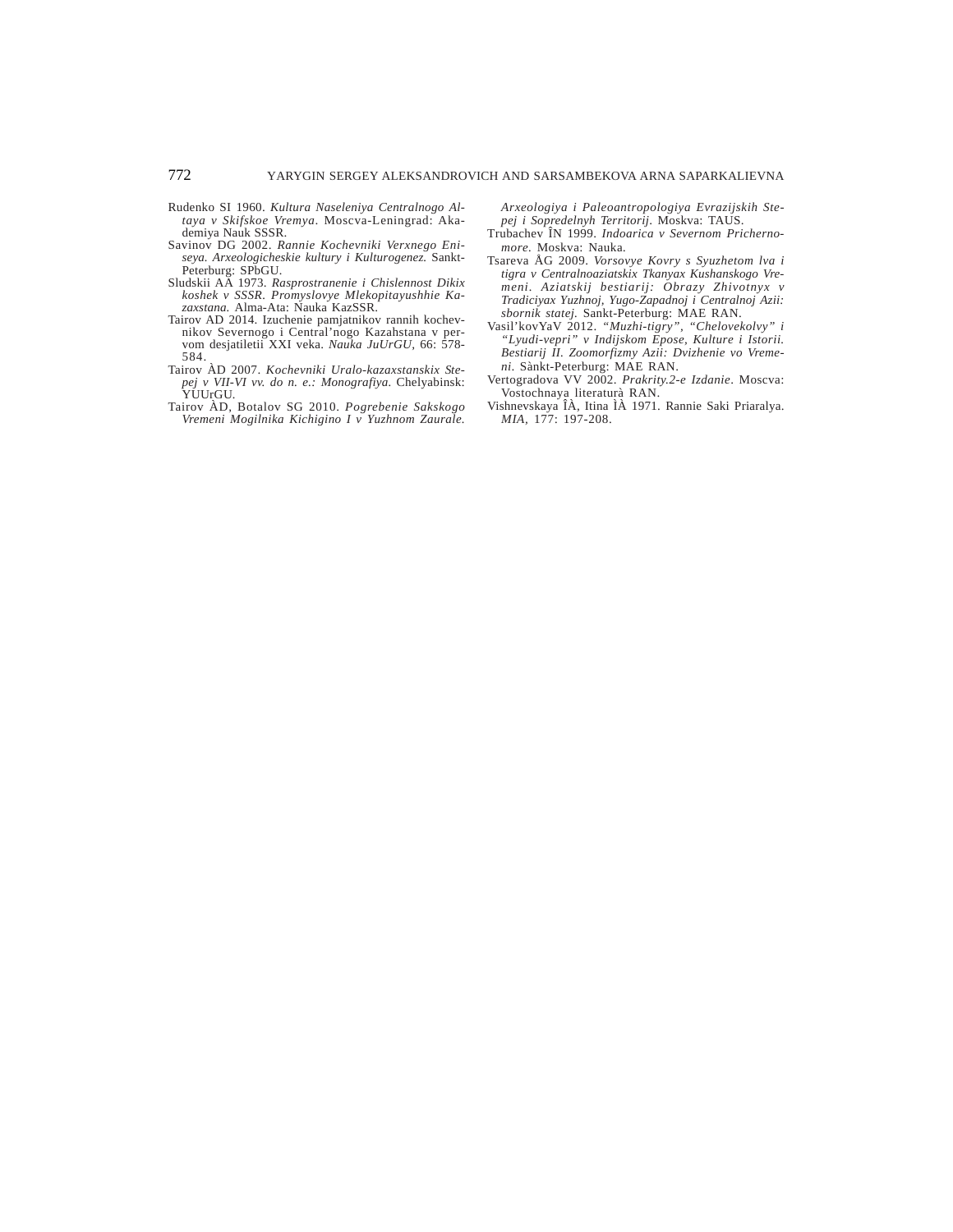Rudenko SI 1960. *Kultura Naseleniya Centralnogo Altaya v Skifskoe Vremya*. Moscva-Leningrad: Akademiya Nauk SSSR.

Savinov DG 2002. *Rannie Kochevniki Verxnego Eniseya. Arxeologicheskie kultury i Kulturogenez.* Sankt-Peterburg: SPbGU.

Sludskii AA 1973. *Rasprostranenie i Chislennost Dikix koshek v SSSR. Promyslovye Mlekopitayushhie Kazaxstana.* Alma-Ata: Nauka KazSSR.

Tairov AD 2014. Izuchenie pamjatnikov rannih kochevnikov Severnogo i Central'nogo Kazahstana v pervom desjatiletii XXI veka. *Nauka JuUrGU*, 66: 578-584.

Tairov ÀD 2007. *Kochevniki Uralo-kazaxstanskix Stepej v VII-VI vv. do n. e.: Monografiya.* Chelyabinsk: YUUrGU.

Tairov ÀD, Botalov SG 2010. *Pogrebenie Sakskogo Vremeni Mogilnika Kichigino I v Yuzhnom Zaurale. Arxeologiya i Paleoantropologiya Evrazijskih Stepej i Sopredelnyh Territorij.* Moskva: TAUS.

Trubachev ÎN 1999. *Indoarica v Severnom Prichernomore.* Moskva: Nauka.

Tsareva ÅG 2009. *Vorsovye Kovry s Syuzhetom lva i tigra v Centralnoaziatskix Tkanyax Kushanskogo Vremeni. Aziatskij bestiarij: Obrazy Zhivotnyx v Tradiciyax Yuzhnoj, Yugo-Zapadnoj i Centralnoj Azii: sbornik statej.* Sankt-Peterburg: MAE RAN.

Vasil'kovYaV 2012. *"Muzhi-tigry", "Chelovekolvy" i "Lyudi-vepri" v Indijskom Epose, Kulture i Istorii. Bestiarij II. Zoomorfizmy Azii: Dvizhenie vo Vremeni.* Sànkt-Peterburg: MAE RAN.

Vertogradova VV 2002. *Prakrity.2-e Izdanie*. Moscva: Vostochnaya literaturà RAN.

Vishnevskaya ÎÀ, Itina ÌÀ 1971. Rannie Saki Priaralya. *MIA*, 177: 197-208.